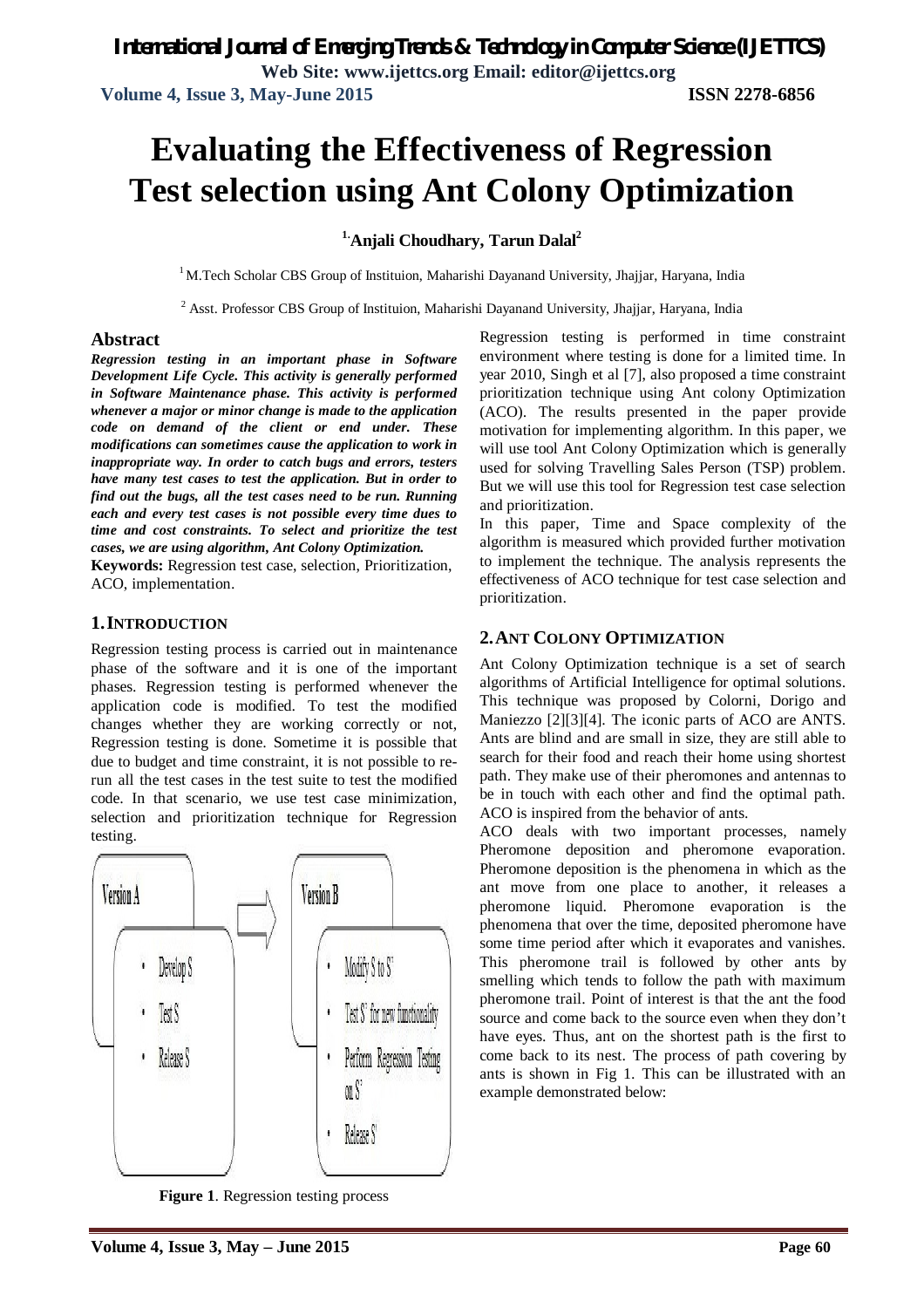# Evaluating the Effectiveness of Regression Test selection using Ant Colony Optimization

**[1] Anjali Choudhary, Tarun Dalal[2]**

[1] M.Tech Scholar CBS Group of Instituion, Maharishi Dayanand University, Jhajjar, Haryana, India

[2] Asst. Professor CBS Group of Instituion, Maharishi Dayanand University, Jhajjar, Haryana, India

## Abstract

***Regression testing in an important phase in Software Development Life Cycle. This activity is generally performed in Software Maintenance phase. This activity is performed whenever a major or minor change is made to the application code on demand of the client or end under. These modifications can sometimes cause the application to work in inappropriate way. In order to catch bugs and errors, testers have many test cases to test the application. But in order to find out the bugs, all the test cases need to be run. Running each and every test cases is not possible every time dues to time and cost constraints. To select and prioritize the test cases, we are using algorithm, Ant Colony Optimization.***

**Keywords:** Regression test case, selection, Prioritization, ACO, implementation.

## 1. INTRODUCTION

Regression testing process is carried out in maintenance phase of the software and it is one of the important phases. Regression testing is performed whenever the application code is modified. To test the modified changes whether they are working correctly or not, Regression testing is done. Sometime it is possible that due to budget and time constraint, it is not possible to re-run all the test cases in the test suite to test the modified code. In that scenario, we use test case minimization, selection and prioritization technique for Regression testing.

| Version A | Version B |
| --- | --- |
| • Develop S<br>• Test S<br>• Release S | • Modify S to S'<br>• Test S' for new functionality<br>• Perform Regression Testing on S'<br>• Release S' |

**Figure 1**. Regression testing process

Regression testing is performed in time constraint environment where testing is done for a limited time. In year 2010, Singh et al [7], also proposed a time constraint prioritization technique using Ant colony Optimization (ACO). The results presented in the paper provide motivation for implementing algorithm. In this paper, we will use tool Ant Colony Optimization which is generally used for solving Travelling Sales Person (TSP) problem. But we will use this tool for Regression test case selection and prioritization.

In this paper, Time and Space complexity of the algorithm is measured which provided further motivation to implement the technique. The analysis represents the effectiveness of ACO technique for test case selection and prioritization.

## 2. ANT COLONY OPTIMIZATION

Ant Colony Optimization technique is a set of search algorithms of Artificial Intelligence for optimal solutions. This technique was proposed by Colorni, Dorigo and Maniezzo [2][3][4]. The iconic parts of ACO are ANTS. Ants are blind and are small in size, they are still able to search for their food and reach their home using shortest path. They make use of their pheromones and antennas to be in touch with each other and find the optimal path. ACO is inspired from the behavior of ants.

ACO deals with two important processes, namely Pheromone deposition and pheromone evaporation. Pheromone deposition is the phenomena in which as the ant move from one place to another, it releases a pheromone liquid. Pheromone evaporation is the phenomena that over the time, deposited pheromone have some time period after which it evaporates and vanishes. This pheromone trail is followed by other ants by smelling which tends to follow the path with maximum pheromone trail. Point of interest is that the ant the food source and come back to the source even when they don't have eyes. Thus, ant on the shortest path is the first to come back to its nest. The process of path covering by ants is shown in Fig 1. This can be illustrated with an example demonstrated below: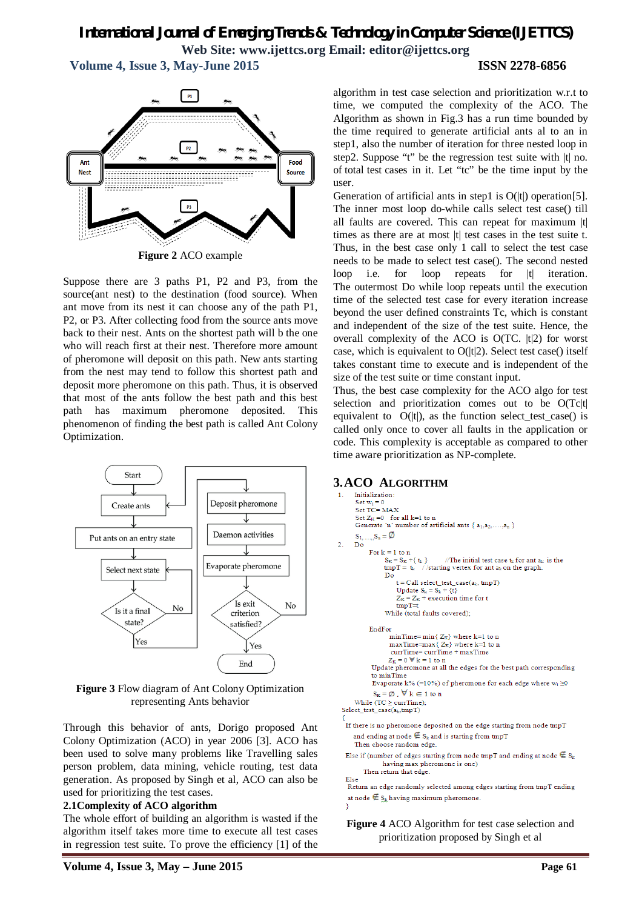**Figure 2** ACO example

Suppose there are 3 paths P1, P2 and P3, from the source(ant nest) to the destination (food source). When ant move from its nest it can choose any of the path P1, P2, or P3. After collecting food from the source ants move back to their nest. Ants on the shortest path will b the one who will reach first at their nest. Therefore more amount of pheromone will deposit on this path. New ants starting from the nest may tend to follow this shortest path and deposit more pheromone on this path. Thus, it is observed that most of the ants follow the best path and this best path has maximum pheromone deposited. This phenomenon of finding the best path is called Ant Colony Optimization.

**Figure 3** Flow diagram of Ant Colony Optimization representing Ants behavior

Through this behavior of ants, Dorigo proposed Ant Colony Optimization (ACO) in year 2006 [3]. ACO has been used to solve many problems like Travelling sales person problem, data mining, vehicle routing, test data generation. As proposed by Singh et al, ACO can also be used for prioritizing the test cases.

### 2.1Complexity of ACO algorithm

The whole effort of building an algorithm is wasted if the algorithm itself takes more time to execute all test cases in regression test suite. To prove the efficiency [1] of the algorithm in test case selection and prioritization w.r.t to time, we computed the complexity of the ACO. The Algorithm as shown in Fig.3 has a run time bounded by the time required to generate artificial ants al to an in step1, also the number of iteration for three nested loop in step2. Suppose "t" be the regression test suite with |t| no. of total test cases in it. Let "tc" be the time input by the user.

Generation of artificial ants in step1 is O(|t|) operation[5]. The inner most loop do-while calls select test case() till all faults are covered. This can repeat for maximum |t| times as there are at most |t| test cases in the test suite t. Thus, in the best case only 1 call to select the test case needs to be made to select test case(). The second nested loop i.e. for loop repeats for |t| iteration. The outermost Do while loop repeats until the execution time of the selected test case for every iteration increase beyond the user defined constraints Tc, which is constant and independent of the size of the test suite. Hence, the overall complexity of the ACO is O(TC. |t|2) for worst case, which is equivalent to O(|t|2). Select test case() itself takes constant time to execute and is independent of the size of the test suite or time constant input.

Thus, the best case complexity for the ACO algo for test selection and prioritization comes out to be O(Tc|t| equivalent to O(|t|), as the function select_test_case() is called only once to cover all faults in the application or code. This complexity is acceptable as compared to other time aware prioritization as NP-complete.

## 3.ACO ALGORITHM

```
1.   Initialization:
     Set w_i = 0
     Set TC= MAX
     Set Z_K =0   for all k=1 to n
     Generate 'n' number of artificial ants { a1,a2,....,an }
     S1,.....,Sn = Ø
2.   Do
        For k = 1 to n
            S_K = S_K +{ t_k }      //The initial test case t_k for ant a_k is the
            tmpT = t_k    //starting vertex for ant a_k on the graph.
            Do
                t = Call select_test_case(a_k, tmpT)
                Update S_k = S_k + {t}
                Z_K = Z_K + execution time for t
                tmpT=t
            While (total faults covered);
        EndFor
            minTime= min{ Z_K} where k=1 to n
            maxTime=max{ Z_K} where k=1 to n
            currTime= currTime + maxTime
            Z_K = 0 ∀ k = 1 to n
        Update pheromone at all the edges for the best path corresponding
        to minTime
        Evaporate k% (=10%) of pheromone for each edge where w_i ≥0
        S_K = Ø , ∀ k ∈ 1 to n
     While (TC ≥ currTime);
Select_test_case(a_k,tmpT)
{
  If there is no pheromone deposited on the edge starting from node tmpT
     and ending at node ∈ S_k and is starting from tmpT
     Then choose random edge.
  Else if (number of edges starting from node tmpT and ending at node ∈ S_k
          having max pheromone is one)
       Then return that edge.
  Else
   Return an edge randomly selected among edges starting from tmpT ending
   at node ∈ S_k having maximum pheromone.
}
```

**Figure 4** ACO Algorithm for test case selection and prioritization proposed by Singh et al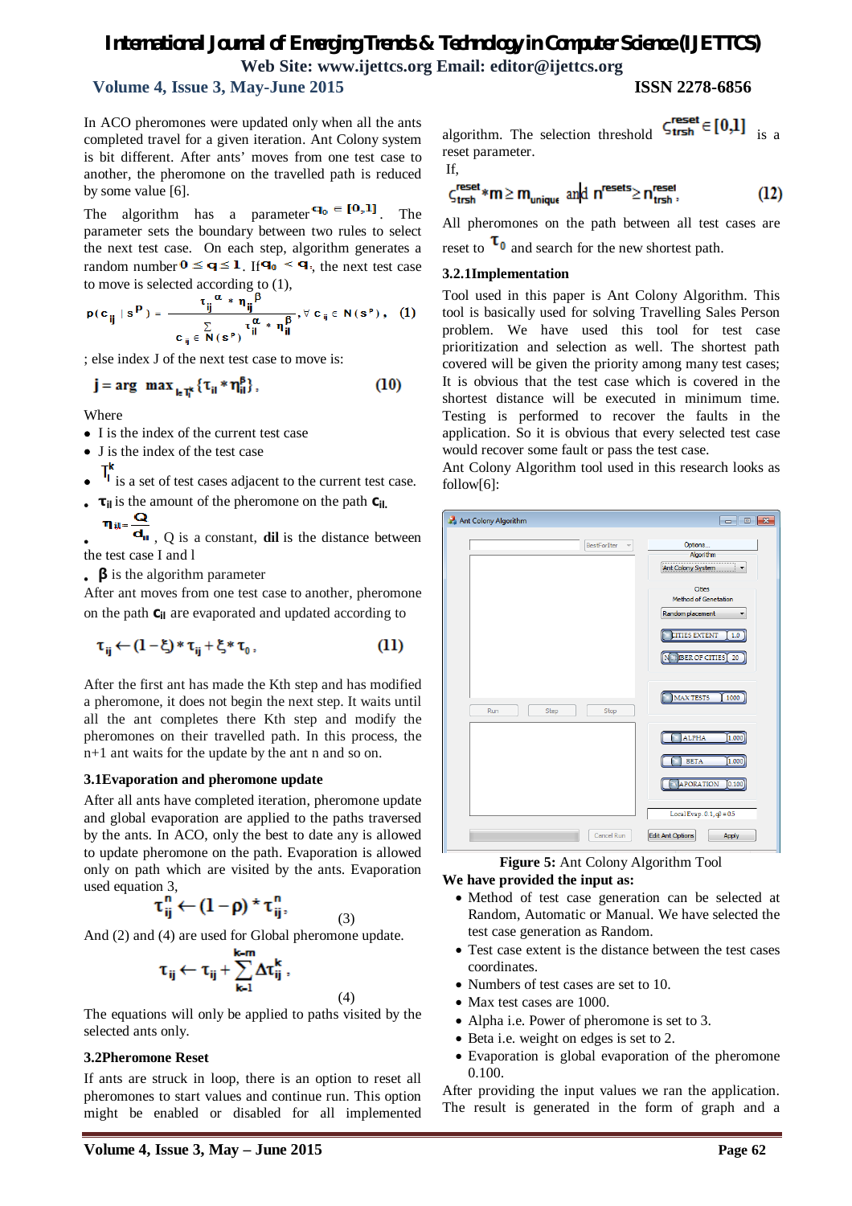In ACO pheromones were updated only when all the ants completed travel for a given iteration. Ant Colony system is bit different. After ants' moves from one test case to another, the pheromone on the travelled path is reduced by some value [6].

The algorithm has a parameter $q_0 = [0,1]$. The parameter sets the boundary between two rules to select the next test case. On each step, algorithm generates a random number $0 \le q \le 1$. If $q_0 < q$, the next test case to move is selected according to (1),

$$p(c_{ij} \mid s^P) = \frac{\tau_{ij}^{\alpha} * \eta_{ij}^{\beta}}{\sum_{c_{il} \in N(s^P)} \tau_{il}^{\alpha} * \eta_{il}^{\beta}}, \forall c_{ij} \in N(s^P), \quad (1)$$

; else index J of the next test case to move is:

$$j = \arg \max_{l \in T_i^k} \{\tau_{il} * \eta_{il}^{\beta}\}, \quad (10)$$

Where

- I is the index of the current test case
- J is the index of the test case
- $T_i^k$ is a set of test cases adjacent to the current test case.
- $\tau_{il}$ is the amount of the pheromone on the path $c_{il}$.
- $\eta_{il} = \frac{Q}{d_{il}}$, Q is a constant, **dil** is the distance between the test case I and l
- $\beta$ is the algorithm parameter

After ants moves from one test case to another, pheromone on the path $c_{il}$ are evaporated and updated according to

$$\tau_{ij} \leftarrow (1-\xi) * \tau_{ij} + \xi * \tau_0, \quad (11)$$

After the first ant has made the Kth step and has modified a pheromone, it does not begin the next step. It waits until all the ant completes there Kth step and modify the pheromones on their travelled path. In this process, the n+1 ant waits for the update by the ant n and so on.

### 3.1Evaporation and pheromone update

After all ants have completed iteration, pheromone update and global evaporation are applied to the paths traversed by the ants. In ACO, only the best to date any is allowed to update pheromone on the path. Evaporation is allowed only on path which are visited by the ants. Evaporation used equation 3,

$$\tau_{ij}^{n} \leftarrow (1-\rho) * \tau_{ij}^{n}, \quad (3)$$

And (2) and (4) are used for Global pheromone update.

$$\tau_{ij} \leftarrow \tau_{ij} + \sum_{k=1}^{k=m} \Delta\tau_{ij}^{k}, \quad (4)$$

The equations will only be applied to paths visited by the selected ants only.

### 3.2Pheromone Reset

If ants are struck in loop, there is an option to reset all pheromones to start values and continue run. This option might be enabled or disabled for all implemented algorithm. The selection threshold $\varsigma_{trsh}^{reset} \in [0,1]$ is a reset parameter.

If,

$$\varsigma_{trsh}^{reset} * m \ge m_{unique} \text{ and } n^{resets} \ge n_{trsh}^{reset}, \quad (12)$$

All pheromones on the path between all test cases are reset to $\tau_0$ and search for the new shortest path.

### 3.2.1Implementation

Tool used in this paper is Ant Colony Algorithm. This tool is basically used for solving Travelling Sales Person problem. We have used this tool for test case prioritization and selection as well. The shortest path covered will be given the priority among many test cases; It is obvious that the test case which is covered in the shortest distance will be executed in minimum time. Testing is performed to recover the faults in the application. So it is obvious that every selected test case would recover some fault or pass the test case.

Ant Colony Algorithm tool used in this research looks as follow[6]:

**Figure 5:** Ant Colony Algorithm Tool

**We have provided the input as:**

- Method of test case generation can be selected at Random, Automatic or Manual. We have selected the test case generation as Random.
- Test case extent is the distance between the test cases coordinates.
- Numbers of test cases are set to 10.
- Max test cases are 1000.
- Alpha i.e. Power of pheromone is set to 3.
- Beta i.e. weight on edges is set to 2.
- Evaporation is global evaporation of the pheromone 0.100.

After providing the input values we ran the application. The result is generated in the form of graph and a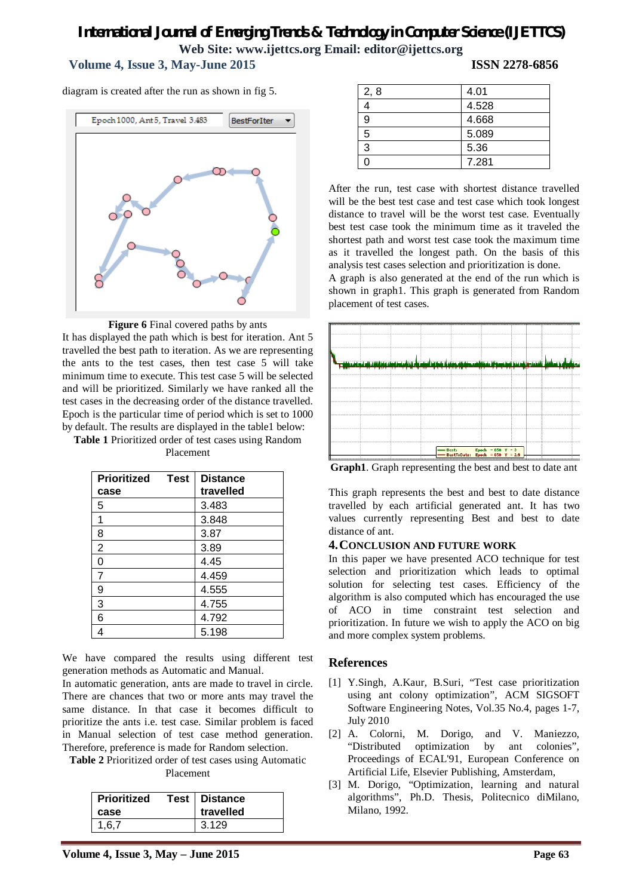diagram is created after the run as shown in fig 5.

**Figure 6** Final covered paths by ants

It has displayed the path which is best for iteration. Ant 5 travelled the best path to iteration. As we are representing the ants to the test cases, then test case 5 will take minimum time to execute. This test case 5 will be selected and will be prioritized. Similarly we have ranked all the test cases in the decreasing order of the distance travelled. Epoch is the particular time of period which is set to 1000 by default. The results are displayed in the table1 below:

**Table 1** Prioritized order of test cases using Random Placement

| Prioritized Test case | Distance travelled |
|---|---|
| 5 | 3.483 |
| 1 | 3.848 |
| 8 | 3.87 |
| 2 | 3.89 |
| 0 | 4.45 |
| 7 | 4.459 |
| 9 | 4.555 |
| 3 | 4.755 |
| 6 | 4.792 |
| 4 | 5.198 |

We have compared the results using different test generation methods as Automatic and Manual.

In automatic generation, ants are made to travel in circle. There are chances that two or more ants may travel the same distance. In that case it becomes difficult to prioritize the ants i.e. test case. Similar problem is faced in Manual selection of test case method generation. Therefore, preference is made for Random selection.

**Table 2** Prioritized order of test cases using Automatic Placement

| Prioritized Test case | Distance travelled |
|---|---|
| 1,6,7 | 3.129 |
| 2, 8 | 4.01 |
| 4 | 4.528 |
| 9 | 4.668 |
| 5 | 5.089 |
| 3 | 5.36 |
| 0 | 7.281 |

After the run, test case with shortest distance travelled will be the best test case and test case which took longest distance to travel will be the worst test case. Eventually best test case took the minimum time as it traveled the shortest path and worst test case took the maximum time as it travelled the longest path. On the basis of this analysis test cases selection and prioritization is done.

A graph is also generated at the end of the run which is shown in graph1. This graph is generated from Random placement of test cases.

**Graph1**. Graph representing the best and best to date ant

This graph represents the best and best to date distance travelled by each artificial generated ant. It has two values currently representing Best and best to date distance of ant.

## 4. CONCLUSION AND FUTURE WORK

In this paper we have presented ACO technique for test selection and prioritization which leads to optimal solution for selecting test cases. Efficiency of the algorithm is also computed which has encouraged the use of ACO in time constraint test selection and prioritization. In future we wish to apply the ACO on big and more complex system problems.

## References

[1] Y.Singh, A.Kaur, B.Suri, "Test case prioritization using ant colony optimization", ACM SIGSOFT Software Engineering Notes, Vol.35 No.4, pages 1-7, July 2010

[2] A. Colorni, M. Dorigo, and V. Maniezzo, "Distributed optimization by ant colonies", Proceedings of ECAL'91, European Conference on Artificial Life, Elsevier Publishing, Amsterdam,

[3] M. Dorigo, "Optimization, learning and natural algorithms", Ph.D. Thesis, Politecnico diMilano, Milano, 1992.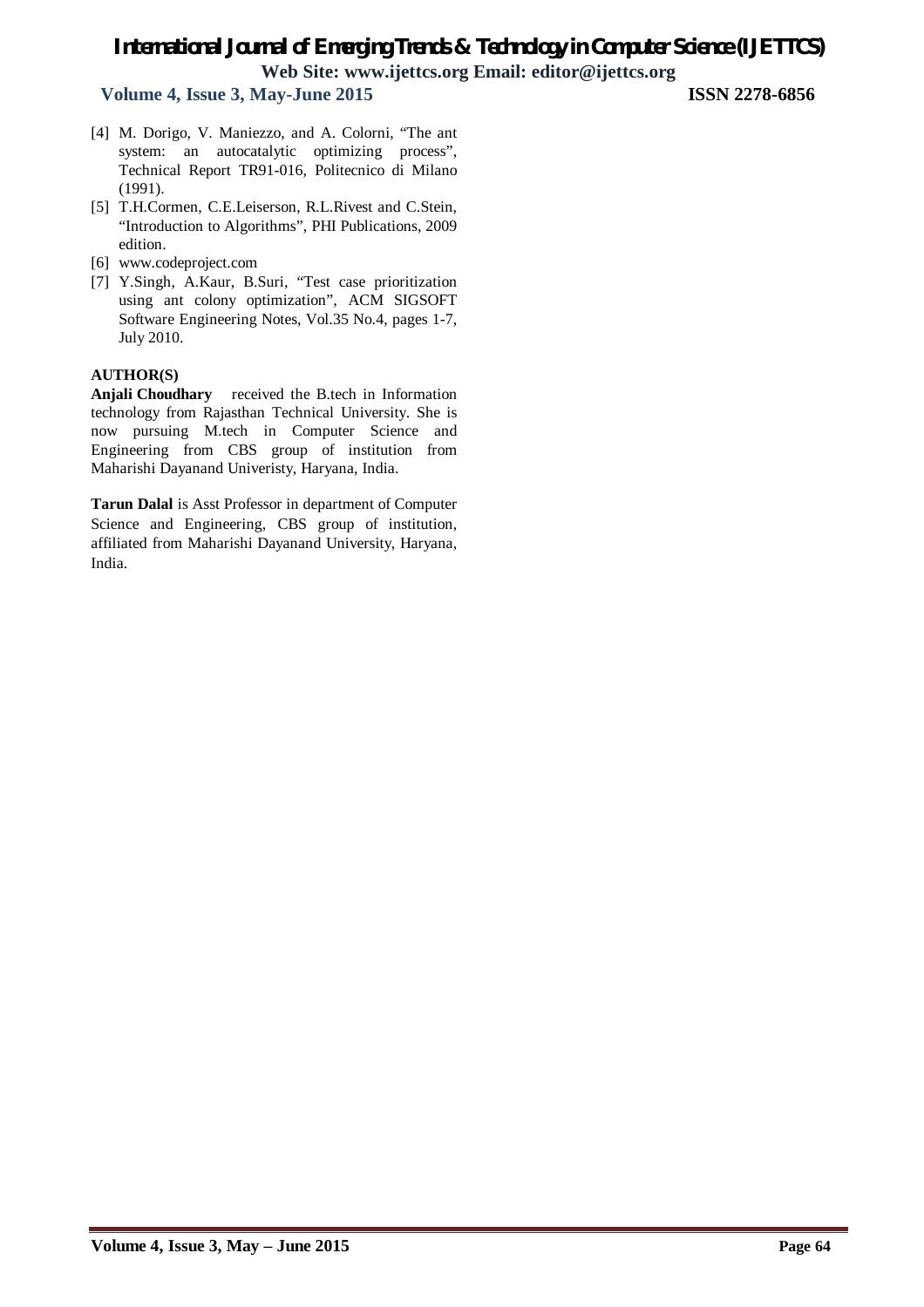[4] M. Dorigo, V. Maniezzo, and A. Colorni, “The ant system: an autocatalytic optimizing process”, Technical Report TR91-016, Politecnico di Milano (1991).

[5] T.H.Cormen, C.E.Leiserson, R.L.Rivest and C.Stein, “Introduction to Algorithms”, PHI Publications, 2009 edition.

[6] www.codeproject.com

[7] Y.Singh, A.Kaur, B.Suri, “Test case prioritization using ant colony optimization”, ACM SIGSOFT Software Engineering Notes, Vol.35 No.4, pages 1-7, July 2010.

**AUTHOR(S)**

**Anjali Choudhary** received the B.tech in Information technology from Rajasthan Technical University. She is now pursuing M.tech in Computer Science and Engineering from CBS group of institution from Maharishi Dayanand Univeristy, Haryana, India.

**Tarun Dalal** is Asst Professor in department of Computer Science and Engineering, CBS group of institution, affiliated from Maharishi Dayanand University, Haryana, India.